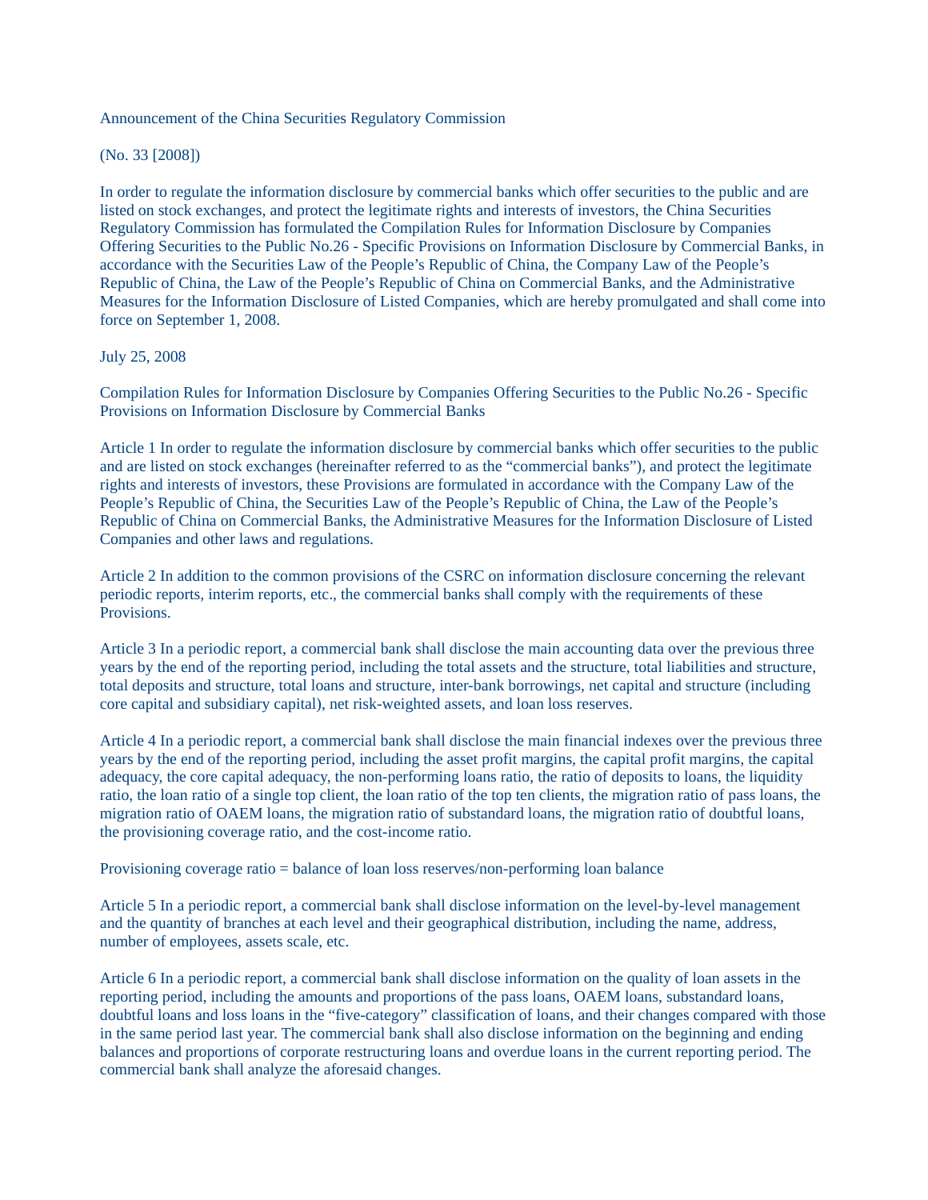Announcement of the China Securities Regulatory Commission

(No. 33 [2008])

In order to regulate the information disclosure by commercial banks which offer securities to the public and are listed on stock exchanges, and protect the legitimate rights and interests of investors, the China Securities Regulatory Commission has formulated the Compilation Rules for Information Disclosure by Companies Offering Securities to the Public No.26 - Specific Provisions on Information Disclosure by Commercial Banks, in accordance with the Securities Law of the People's Republic of China, the Company Law of the People's Republic of China, the Law of the People's Republic of China on Commercial Banks, and the Administrative Measures for the Information Disclosure of Listed Companies, which are hereby promulgated and shall come into force on September 1, 2008.

July 25, 2008

Compilation Rules for Information Disclosure by Companies Offering Securities to the Public No.26 - Specific Provisions on Information Disclosure by Commercial Banks

Article 1 In order to regulate the information disclosure by commercial banks which offer securities to the public and are listed on stock exchanges (hereinafter referred to as the "commercial banks"), and protect the legitimate rights and interests of investors, these Provisions are formulated in accordance with the Company Law of the People's Republic of China, the Securities Law of the People's Republic of China, the Law of the People's Republic of China on Commercial Banks, the Administrative Measures for the Information Disclosure of Listed Companies and other laws and regulations.

Article 2 In addition to the common provisions of the CSRC on information disclosure concerning the relevant periodic reports, interim reports, etc., the commercial banks shall comply with the requirements of these Provisions.

Article 3 In a periodic report, a commercial bank shall disclose the main accounting data over the previous three years by the end of the reporting period, including the total assets and the structure, total liabilities and structure, total deposits and structure, total loans and structure, inter-bank borrowings, net capital and structure (including core capital and subsidiary capital), net risk-weighted assets, and loan loss reserves.

Article 4 In a periodic report, a commercial bank shall disclose the main financial indexes over the previous three years by the end of the reporting period, including the asset profit margins, the capital profit margins, the capital adequacy, the core capital adequacy, the non-performing loans ratio, the ratio of deposits to loans, the liquidity ratio, the loan ratio of a single top client, the loan ratio of the top ten clients, the migration ratio of pass loans, the migration ratio of OAEM loans, the migration ratio of substandard loans, the migration ratio of doubtful loans, the provisioning coverage ratio, and the cost-income ratio.

Provisioning coverage ratio = balance of loan loss reserves/non-performing loan balance

Article 5 In a periodic report, a commercial bank shall disclose information on the level-by-level management and the quantity of branches at each level and their geographical distribution, including the name, address, number of employees, assets scale, etc.

Article 6 In a periodic report, a commercial bank shall disclose information on the quality of loan assets in the reporting period, including the amounts and proportions of the pass loans, OAEM loans, substandard loans, doubtful loans and loss loans in the "five-category" classification of loans, and their changes compared with those in the same period last year. The commercial bank shall also disclose information on the beginning and ending balances and proportions of corporate restructuring loans and overdue loans in the current reporting period. The commercial bank shall analyze the aforesaid changes.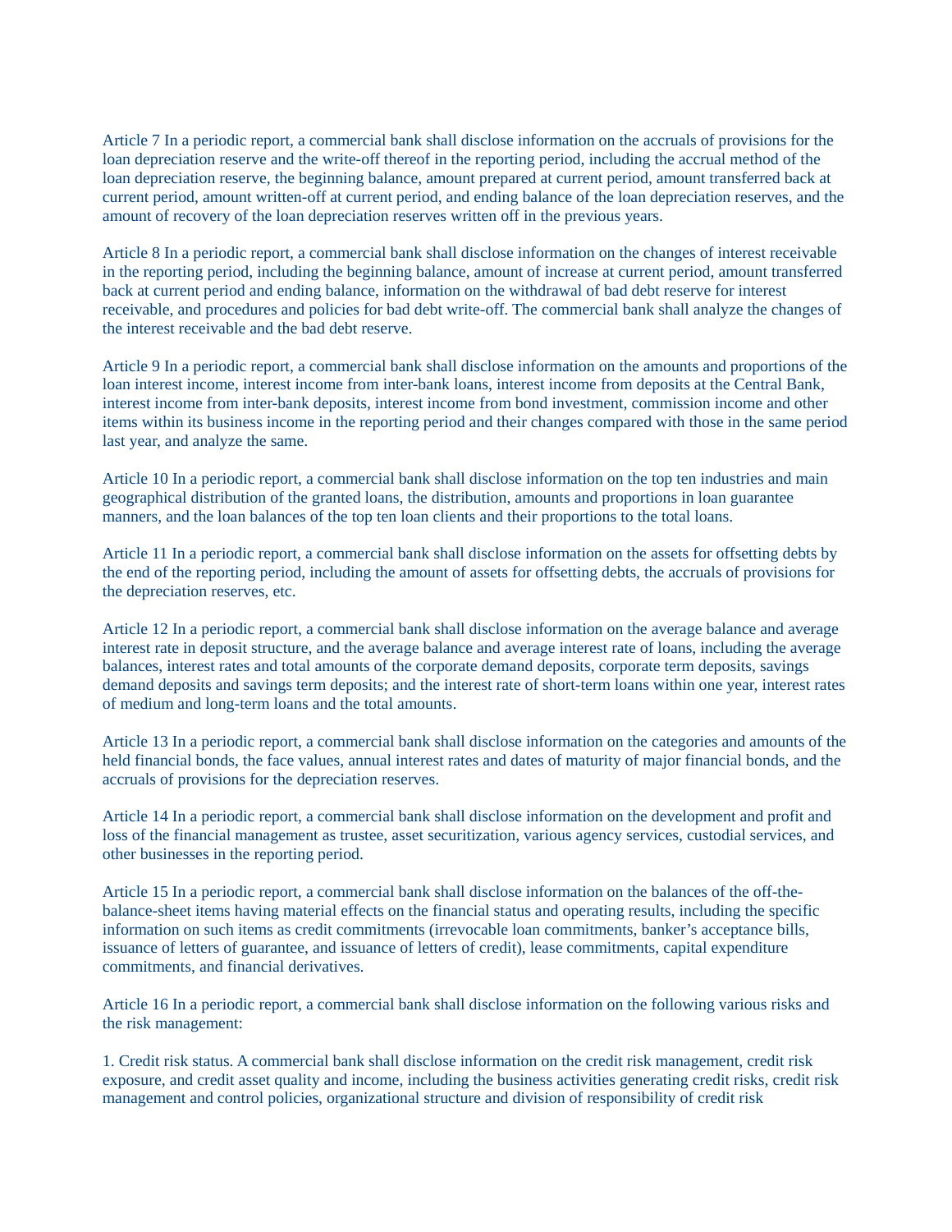Article 7 In a periodic report, a commercial bank shall disclose information on the accruals of provisions for the loan depreciation reserve and the write-off thereof in the reporting period, including the accrual method of the loan depreciation reserve, the beginning balance, amount prepared at current period, amount transferred back at current period, amount written-off at current period, and ending balance of the loan depreciation reserves, and the amount of recovery of the loan depreciation reserves written off in the previous years.

Article 8 In a periodic report, a commercial bank shall disclose information on the changes of interest receivable in the reporting period, including the beginning balance, amount of increase at current period, amount transferred back at current period and ending balance, information on the withdrawal of bad debt reserve for interest receivable, and procedures and policies for bad debt write-off. The commercial bank shall analyze the changes of the interest receivable and the bad debt reserve.

Article 9 In a periodic report, a commercial bank shall disclose information on the amounts and proportions of the loan interest income, interest income from inter-bank loans, interest income from deposits at the Central Bank, interest income from inter-bank deposits, interest income from bond investment, commission income and other items within its business income in the reporting period and their changes compared with those in the same period last year, and analyze the same.

Article 10 In a periodic report, a commercial bank shall disclose information on the top ten industries and main geographical distribution of the granted loans, the distribution, amounts and proportions in loan guarantee manners, and the loan balances of the top ten loan clients and their proportions to the total loans.

Article 11 In a periodic report, a commercial bank shall disclose information on the assets for offsetting debts by the end of the reporting period, including the amount of assets for offsetting debts, the accruals of provisions for the depreciation reserves, etc.

Article 12 In a periodic report, a commercial bank shall disclose information on the average balance and average interest rate in deposit structure, and the average balance and average interest rate of loans, including the average balances, interest rates and total amounts of the corporate demand deposits, corporate term deposits, savings demand deposits and savings term deposits; and the interest rate of short-term loans within one year, interest rates of medium and long-term loans and the total amounts.

Article 13 In a periodic report, a commercial bank shall disclose information on the categories and amounts of the held financial bonds, the face values, annual interest rates and dates of maturity of major financial bonds, and the accruals of provisions for the depreciation reserves.

Article 14 In a periodic report, a commercial bank shall disclose information on the development and profit and loss of the financial management as trustee, asset securitization, various agency services, custodial services, and other businesses in the reporting period.

Article 15 In a periodic report, a commercial bank shall disclose information on the balances of the off-the-balance-sheet items having material effects on the financial status and operating results, including the specific information on such items as credit commitments (irrevocable loan commitments, banker's acceptance bills, issuance of letters of guarantee, and issuance of letters of credit), lease commitments, capital expenditure commitments, and financial derivatives.

Article 16 In a periodic report, a commercial bank shall disclose information on the following various risks and the risk management:

1. Credit risk status. A commercial bank shall disclose information on the credit risk management, credit risk exposure, and credit asset quality and income, including the business activities generating credit risks, credit risk management and control policies, organizational structure and division of responsibility of credit risk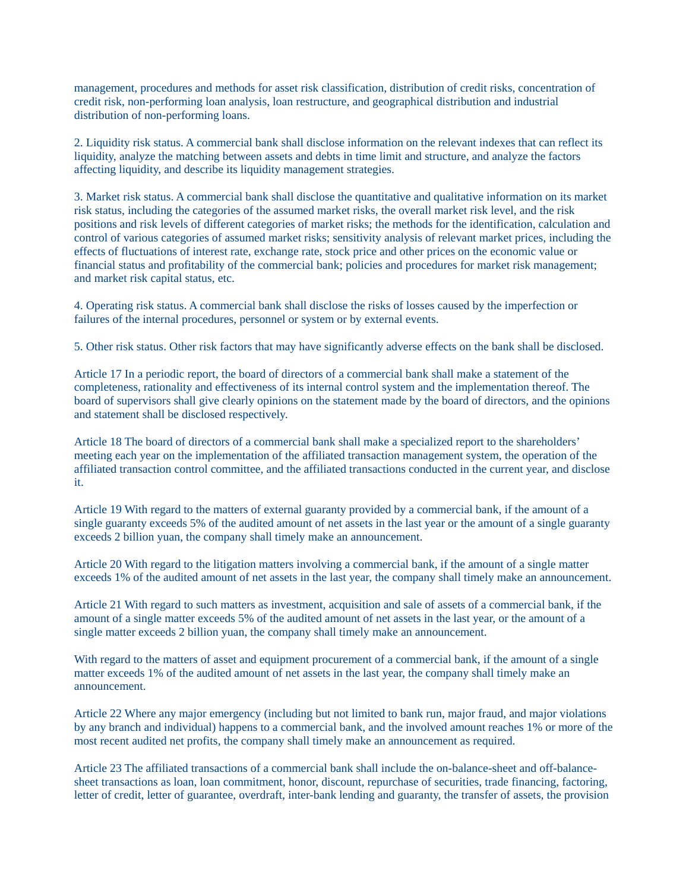management, procedures and methods for asset risk classification, distribution of credit risks, concentration of credit risk, non-performing loan analysis, loan restructure, and geographical distribution and industrial distribution of non-performing loans.

2. Liquidity risk status. A commercial bank shall disclose information on the relevant indexes that can reflect its liquidity, analyze the matching between assets and debts in time limit and structure, and analyze the factors affecting liquidity, and describe its liquidity management strategies.

3. Market risk status. A commercial bank shall disclose the quantitative and qualitative information on its market risk status, including the categories of the assumed market risks, the overall market risk level, and the risk positions and risk levels of different categories of market risks; the methods for the identification, calculation and control of various categories of assumed market risks; sensitivity analysis of relevant market prices, including the effects of fluctuations of interest rate, exchange rate, stock price and other prices on the economic value or financial status and profitability of the commercial bank; policies and procedures for market risk management; and market risk capital status, etc.

4. Operating risk status. A commercial bank shall disclose the risks of losses caused by the imperfection or failures of the internal procedures, personnel or system or by external events.

5. Other risk status. Other risk factors that may have significantly adverse effects on the bank shall be disclosed.

Article 17 In a periodic report, the board of directors of a commercial bank shall make a statement of the completeness, rationality and effectiveness of its internal control system and the implementation thereof. The board of supervisors shall give clearly opinions on the statement made by the board of directors, and the opinions and statement shall be disclosed respectively.

Article 18 The board of directors of a commercial bank shall make a specialized report to the shareholders' meeting each year on the implementation of the affiliated transaction management system, the operation of the affiliated transaction control committee, and the affiliated transactions conducted in the current year, and disclose it.

Article 19 With regard to the matters of external guaranty provided by a commercial bank, if the amount of a single guaranty exceeds 5% of the audited amount of net assets in the last year or the amount of a single guaranty exceeds 2 billion yuan, the company shall timely make an announcement.

Article 20 With regard to the litigation matters involving a commercial bank, if the amount of a single matter exceeds 1% of the audited amount of net assets in the last year, the company shall timely make an announcement.

Article 21 With regard to such matters as investment, acquisition and sale of assets of a commercial bank, if the amount of a single matter exceeds 5% of the audited amount of net assets in the last year, or the amount of a single matter exceeds 2 billion yuan, the company shall timely make an announcement.

With regard to the matters of asset and equipment procurement of a commercial bank, if the amount of a single matter exceeds 1% of the audited amount of net assets in the last year, the company shall timely make an announcement.

Article 22 Where any major emergency (including but not limited to bank run, major fraud, and major violations by any branch and individual) happens to a commercial bank, and the involved amount reaches 1% or more of the most recent audited net profits, the company shall timely make an announcement as required.

Article 23 The affiliated transactions of a commercial bank shall include the on-balance-sheet and off-balance-sheet transactions as loan, loan commitment, honor, discount, repurchase of securities, trade financing, factoring, letter of credit, letter of guarantee, overdraft, inter-bank lending and guaranty, the transfer of assets, the provision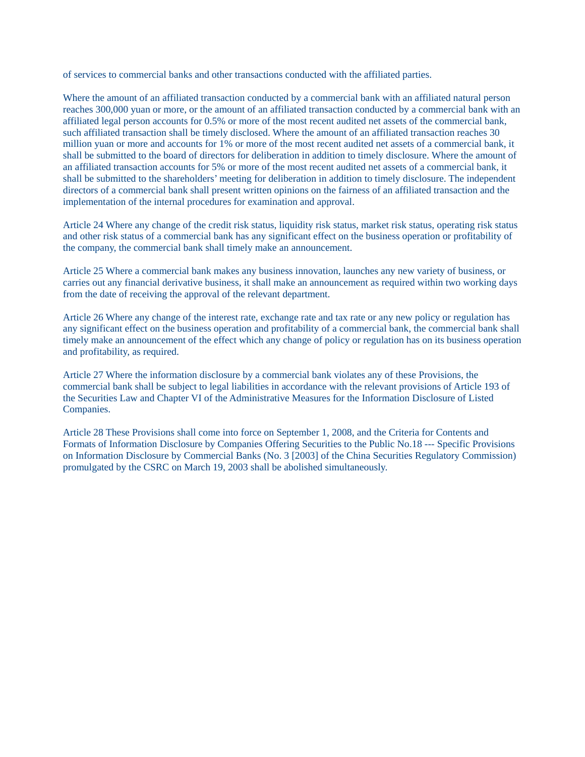of services to commercial banks and other transactions conducted with the affiliated parties.

Where the amount of an affiliated transaction conducted by a commercial bank with an affiliated natural person reaches 300,000 yuan or more, or the amount of an affiliated transaction conducted by a commercial bank with an affiliated legal person accounts for 0.5% or more of the most recent audited net assets of the commercial bank, such affiliated transaction shall be timely disclosed. Where the amount of an affiliated transaction reaches 30 million yuan or more and accounts for 1% or more of the most recent audited net assets of a commercial bank, it shall be submitted to the board of directors for deliberation in addition to timely disclosure. Where the amount of an affiliated transaction accounts for 5% or more of the most recent audited net assets of a commercial bank, it shall be submitted to the shareholders' meeting for deliberation in addition to timely disclosure. The independent directors of a commercial bank shall present written opinions on the fairness of an affiliated transaction and the implementation of the internal procedures for examination and approval.

Article 24 Where any change of the credit risk status, liquidity risk status, market risk status, operating risk status and other risk status of a commercial bank has any significant effect on the business operation or profitability of the company, the commercial bank shall timely make an announcement.

Article 25 Where a commercial bank makes any business innovation, launches any new variety of business, or carries out any financial derivative business, it shall make an announcement as required within two working days from the date of receiving the approval of the relevant department.

Article 26 Where any change of the interest rate, exchange rate and tax rate or any new policy or regulation has any significant effect on the business operation and profitability of a commercial bank, the commercial bank shall timely make an announcement of the effect which any change of policy or regulation has on its business operation and profitability, as required.

Article 27 Where the information disclosure by a commercial bank violates any of these Provisions, the commercial bank shall be subject to legal liabilities in accordance with the relevant provisions of Article 193 of the Securities Law and Chapter VI of the Administrative Measures for the Information Disclosure of Listed Companies.

Article 28 These Provisions shall come into force on September 1, 2008, and the Criteria for Contents and Formats of Information Disclosure by Companies Offering Securities to the Public No.18 --- Specific Provisions on Information Disclosure by Commercial Banks (No. 3 [2003] of the China Securities Regulatory Commission) promulgated by the CSRC on March 19, 2003 shall be abolished simultaneously.